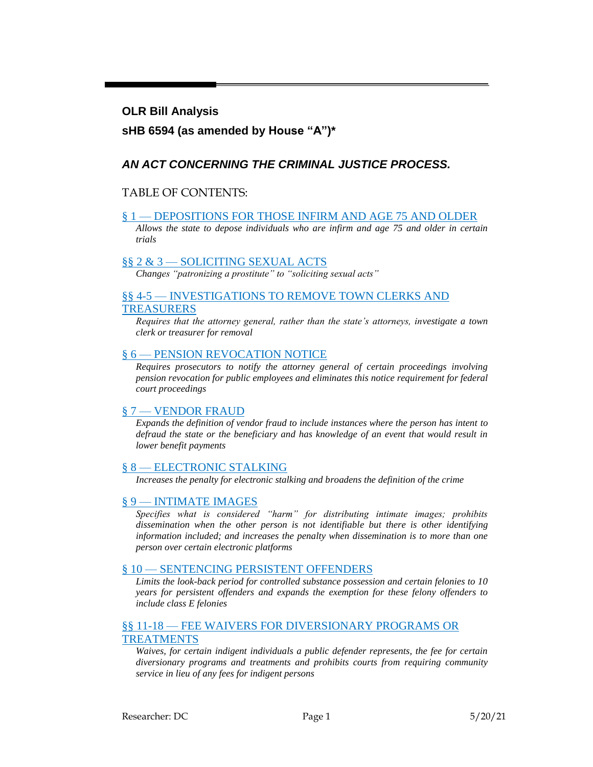**OLR Bill Analysis**

**sHB 6594 (as amended by House "A")***

## *AN ACT CONCERNING THE CRIMINAL JUSTICE PROCESS.*

TABLE OF CONTENTS:

§ 1 — DEPOSITIONS FOR THOSE INFIRM AND AGE 75 AND OLDER

*Allows the state to depose individuals who are infirm and age 75 and older in certain trials*

§§ 2 & 3 — SOLICITING SEXUAL ACTS

*Changes "patronizing a prostitute" to "soliciting sexual acts"*

§§ 4-5 — INVESTIGATIONS TO REMOVE TOWN CLERKS AND TREASURERS

*Requires that the attorney general, rather than the state's attorneys, investigate a town clerk or treasurer for removal*

§ 6 — PENSION REVOCATION NOTICE

*Requires prosecutors to notify the attorney general of certain proceedings involving pension revocation for public employees and eliminates this notice requirement for federal court proceedings*

§ 7 — VENDOR FRAUD

*Expands the definition of vendor fraud to include instances where the person has intent to defraud the state or the beneficiary and has knowledge of an event that would result in lower benefit payments*

§ 8 — ELECTRONIC STALKING

*Increases the penalty for electronic stalking and broadens the definition of the crime*

§ 9 — INTIMATE IMAGES

*Specifies what is considered "harm" for distributing intimate images; prohibits dissemination when the other person is not identifiable but there is other identifying information included; and increases the penalty when dissemination is to more than one person over certain electronic platforms*

§ 10 — SENTENCING PERSISTENT OFFENDERS

*Limits the look-back period for controlled substance possession and certain felonies to 10 years for persistent offenders and expands the exemption for these felony offenders to include class E felonies*

§§ 11-18 — FEE WAIVERS FOR DIVERSIONARY PROGRAMS OR TREATMENTS

*Waives, for certain indigent individuals a public defender represents, the fee for certain diversionary programs and treatments and prohibits courts from requiring community service in lieu of any fees for indigent persons*

Researcher: DC 5/20/21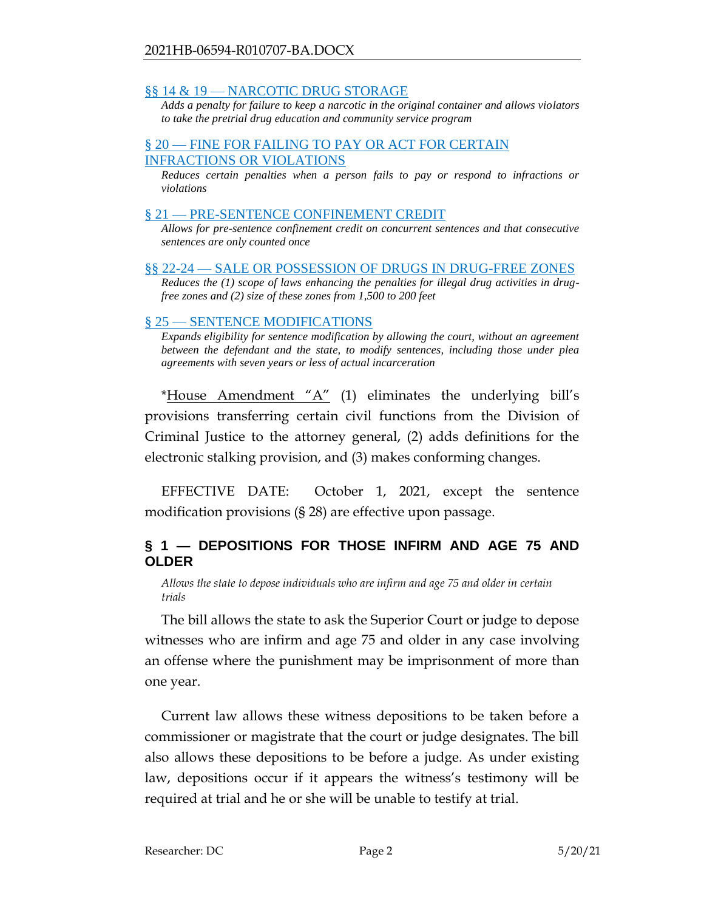[§§ 14 & 19 — NARCOTIC DRUG STORAGE](#)

*Adds a penalty for failure to keep a narcotic in the original container and allows violators to take the pretrial drug education and community service program*

[§ 20 — FINE FOR FAILING TO PAY OR ACT FOR CERTAIN INFRACTIONS OR VIOLATIONS](#)

*Reduces certain penalties when a person fails to pay or respond to infractions or violations*

[§ 21 — PRE-SENTENCE CONFINEMENT CREDIT](#)

*Allows for pre-sentence confinement credit on concurrent sentences and that consecutive sentences are only counted once*

[§§ 22-24 — SALE OR POSSESSION OF DRUGS IN DRUG-FREE ZONES](#)

*Reduces the (1) scope of laws enhancing the penalties for illegal drug activities in drug-free zones and (2) size of these zones from 1,500 to 200 feet*

[§ 25 — SENTENCE MODIFICATIONS](#)

*Expands eligibility for sentence modification by allowing the court, without an agreement between the defendant and the state, to modify sentences, including those under plea agreements with seven years or less of actual incarceration*

*House Amendment "A" (1) eliminates the underlying bill's provisions transferring certain civil functions from the Division of Criminal Justice to the attorney general, (2) adds definitions for the electronic stalking provision, and (3) makes conforming changes.

EFFECTIVE DATE: October 1, 2021, except the sentence modification provisions (§ 28) are effective upon passage.

## § 1 — DEPOSITIONS FOR THOSE INFIRM AND AGE 75 AND OLDER

*Allows the state to depose individuals who are infirm and age 75 and older in certain trials*

The bill allows the state to ask the Superior Court or judge to depose witnesses who are infirm and age 75 and older in any case involving an offense where the punishment may be imprisonment of more than one year.

Current law allows these witness depositions to be taken before a commissioner or magistrate that the court or judge designates. The bill also allows these depositions to be before a judge. As under existing law, depositions occur if it appears the witness's testimony will be required at trial and he or she will be unable to testify at trial.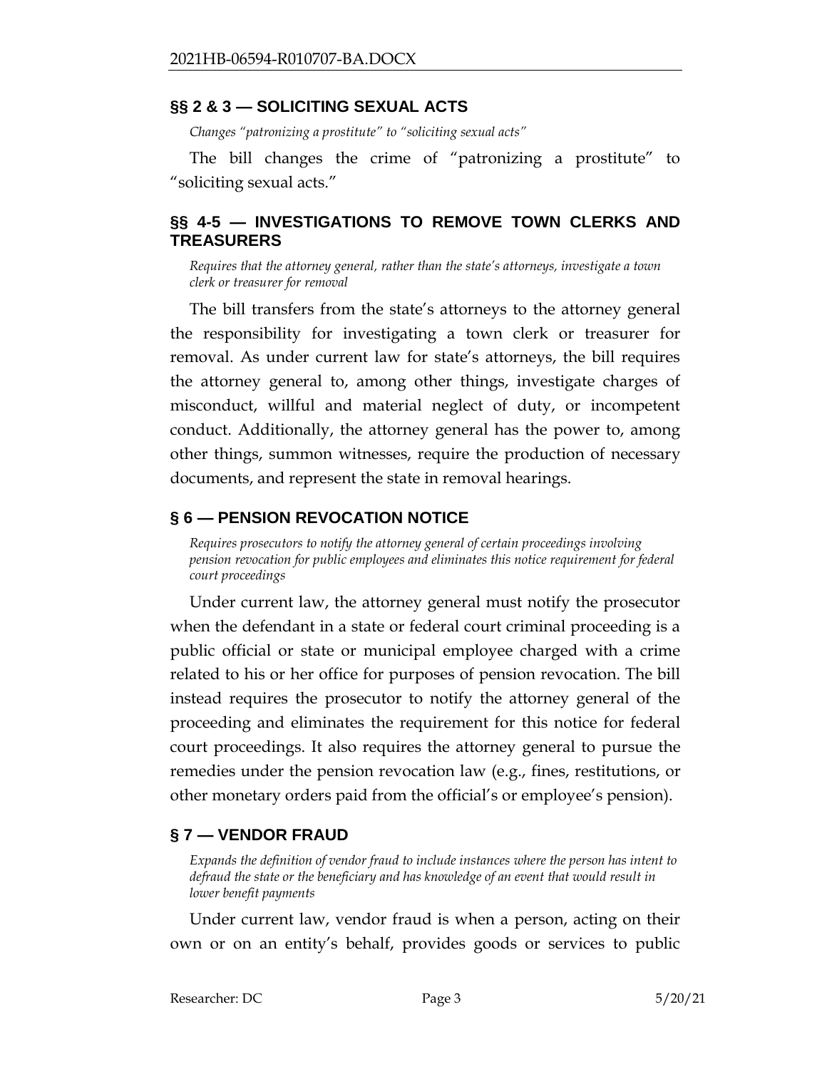## §§ 2 & 3 — SOLICITING SEXUAL ACTS

*Changes "patronizing a prostitute" to "soliciting sexual acts"*

The bill changes the crime of "patronizing a prostitute" to "soliciting sexual acts."

## §§ 4-5 — INVESTIGATIONS TO REMOVE TOWN CLERKS AND TREASURERS

*Requires that the attorney general, rather than the state's attorneys, investigate a town clerk or treasurer for removal*

The bill transfers from the state's attorneys to the attorney general the responsibility for investigating a town clerk or treasurer for removal. As under current law for state's attorneys, the bill requires the attorney general to, among other things, investigate charges of misconduct, willful and material neglect of duty, or incompetent conduct. Additionally, the attorney general has the power to, among other things, summon witnesses, require the production of necessary documents, and represent the state in removal hearings.

## § 6 — PENSION REVOCATION NOTICE

*Requires prosecutors to notify the attorney general of certain proceedings involving pension revocation for public employees and eliminates this notice requirement for federal court proceedings*

Under current law, the attorney general must notify the prosecutor when the defendant in a state or federal court criminal proceeding is a public official or state or municipal employee charged with a crime related to his or her office for purposes of pension revocation. The bill instead requires the prosecutor to notify the attorney general of the proceeding and eliminates the requirement for this notice for federal court proceedings. It also requires the attorney general to pursue the remedies under the pension revocation law (e.g., fines, restitutions, or other monetary orders paid from the official's or employee's pension).

## § 7 — VENDOR FRAUD

*Expands the definition of vendor fraud to include instances where the person has intent to defraud the state or the beneficiary and has knowledge of an event that would result in lower benefit payments*

Under current law, vendor fraud is when a person, acting on their own or on an entity's behalf, provides goods or services to public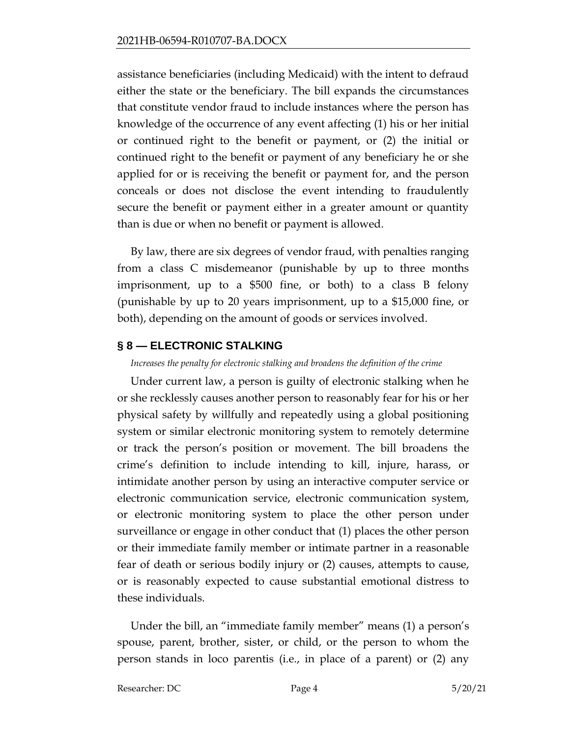assistance beneficiaries (including Medicaid) with the intent to defraud either the state or the beneficiary. The bill expands the circumstances that constitute vendor fraud to include instances where the person has knowledge of the occurrence of any event affecting (1) his or her initial or continued right to the benefit or payment, or (2) the initial or continued right to the benefit or payment of any beneficiary he or she applied for or is receiving the benefit or payment for, and the person conceals or does not disclose the event intending to fraudulently secure the benefit or payment either in a greater amount or quantity than is due or when no benefit or payment is allowed.

By law, there are six degrees of vendor fraud, with penalties ranging from a class C misdemeanor (punishable by up to three months imprisonment, up to a $500 fine, or both) to a class B felony (punishable by up to 20 years imprisonment, up to a $15,000 fine, or both), depending on the amount of goods or services involved.

## § 8 — ELECTRONIC STALKING

*Increases the penalty for electronic stalking and broadens the definition of the crime*

Under current law, a person is guilty of electronic stalking when he or she recklessly causes another person to reasonably fear for his or her physical safety by willfully and repeatedly using a global positioning system or similar electronic monitoring system to remotely determine or track the person's position or movement. The bill broadens the crime's definition to include intending to kill, injure, harass, or intimidate another person by using an interactive computer service or electronic communication service, electronic communication system, or electronic monitoring system to place the other person under surveillance or engage in other conduct that (1) places the other person or their immediate family member or intimate partner in a reasonable fear of death or serious bodily injury or (2) causes, attempts to cause, or is reasonably expected to cause substantial emotional distress to these individuals.

Under the bill, an "immediate family member" means (1) a person's spouse, parent, brother, sister, or child, or the person to whom the person stands in loco parentis (i.e., in place of a parent) or (2) any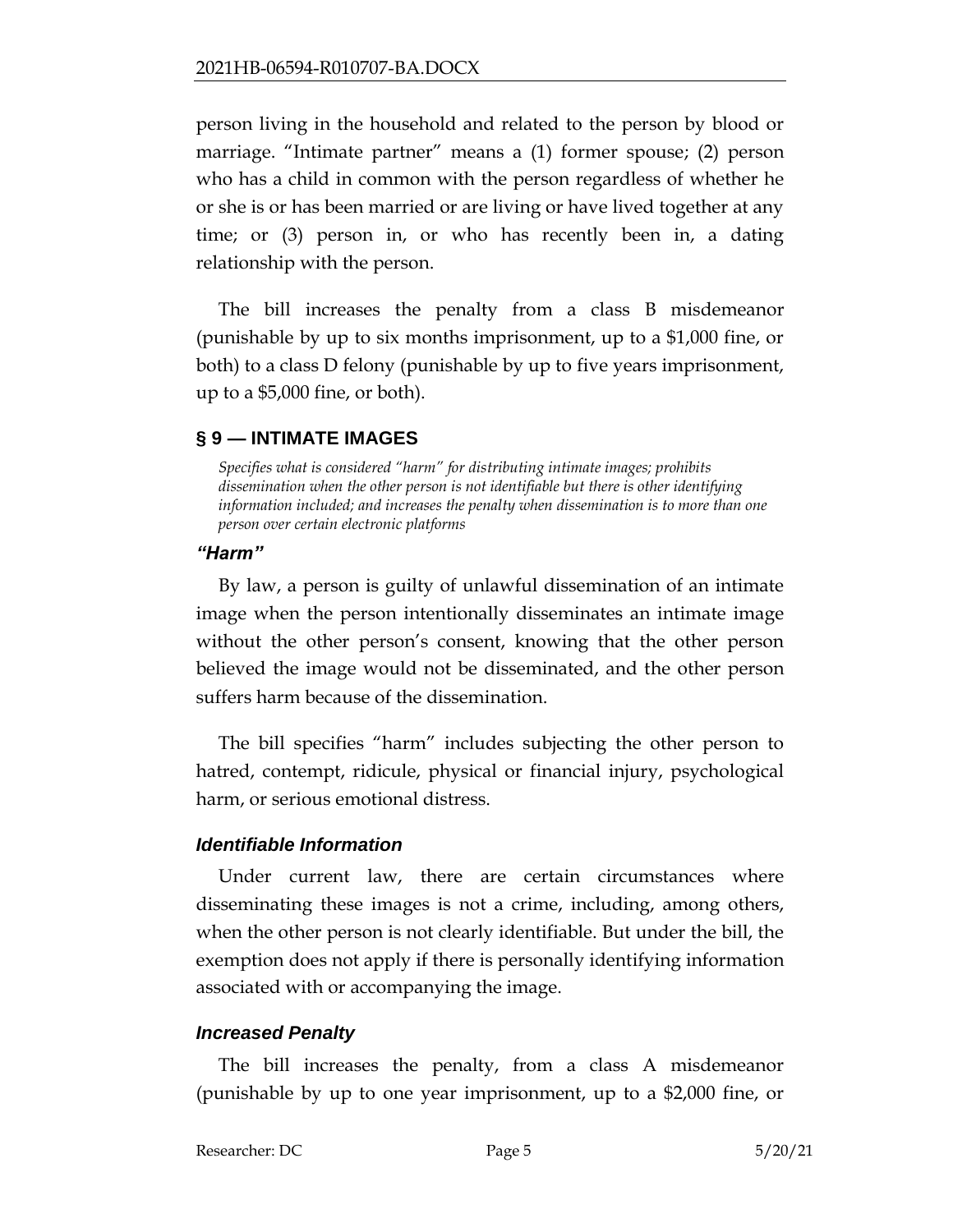person living in the household and related to the person by blood or marriage. "Intimate partner" means a (1) former spouse; (2) person who has a child in common with the person regardless of whether he or she is or has been married or are living or have lived together at any time; or (3) person in, or who has recently been in, a dating relationship with the person.

The bill increases the penalty from a class B misdemeanor (punishable by up to six months imprisonment, up to a $1,000 fine, or both) to a class D felony (punishable by up to five years imprisonment, up to a $5,000 fine, or both).

## § 9 — INTIMATE IMAGES

*Specifies what is considered "harm" for distributing intimate images; prohibits dissemination when the other person is not identifiable but there is other identifying information included; and increases the penalty when dissemination is to more than one person over certain electronic platforms*

### *"Harm"*

By law, a person is guilty of unlawful dissemination of an intimate image when the person intentionally disseminates an intimate image without the other person's consent, knowing that the other person believed the image would not be disseminated, and the other person suffers harm because of the dissemination.

The bill specifies "harm" includes subjecting the other person to hatred, contempt, ridicule, physical or financial injury, psychological harm, or serious emotional distress.

### *Identifiable Information*

Under current law, there are certain circumstances where disseminating these images is not a crime, including, among others, when the other person is not clearly identifiable. But under the bill, the exemption does not apply if there is personally identifying information associated with or accompanying the image.

### *Increased Penalty*

The bill increases the penalty, from a class A misdemeanor (punishable by up to one year imprisonment, up to a $2,000 fine, or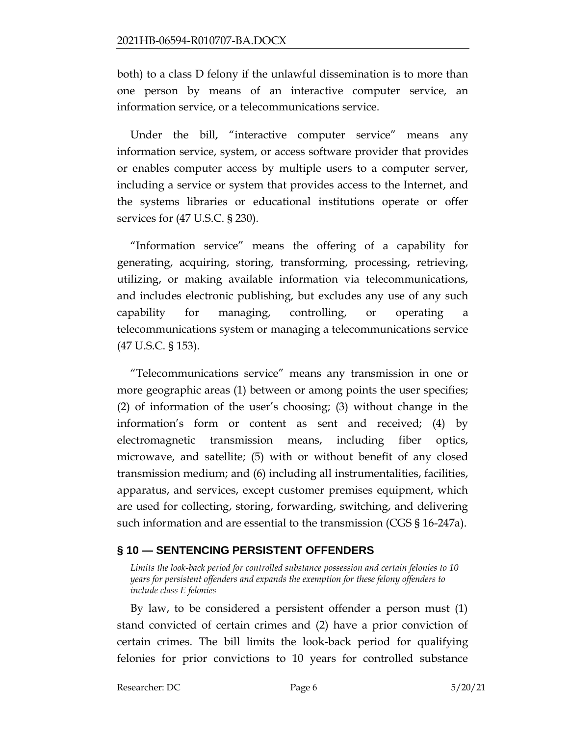both) to a class D felony if the unlawful dissemination is to more than one person by means of an interactive computer service, an information service, or a telecommunications service.

Under the bill, "interactive computer service" means any information service, system, or access software provider that provides or enables computer access by multiple users to a computer server, including a service or system that provides access to the Internet, and the systems libraries or educational institutions operate or offer services for (47 U.S.C. § 230).

"Information service" means the offering of a capability for generating, acquiring, storing, transforming, processing, retrieving, utilizing, or making available information via telecommunications, and includes electronic publishing, but excludes any use of any such capability for managing, controlling, or operating a telecommunications system or managing a telecommunications service (47 U.S.C. § 153).

"Telecommunications service" means any transmission in one or more geographic areas (1) between or among points the user specifies; (2) of information of the user's choosing; (3) without change in the information's form or content as sent and received; (4) by electromagnetic transmission means, including fiber optics, microwave, and satellite; (5) with or without benefit of any closed transmission medium; and (6) including all instrumentalities, facilities, apparatus, and services, except customer premises equipment, which are used for collecting, storing, forwarding, switching, and delivering such information and are essential to the transmission (CGS § 16-247a).

## § 10 — SENTENCING PERSISTENT OFFENDERS

*Limits the look-back period for controlled substance possession and certain felonies to 10 years for persistent offenders and expands the exemption for these felony offenders to include class E felonies*

By law, to be considered a persistent offender a person must (1) stand convicted of certain crimes and (2) have a prior conviction of certain crimes. The bill limits the look-back period for qualifying felonies for prior convictions to 10 years for controlled substance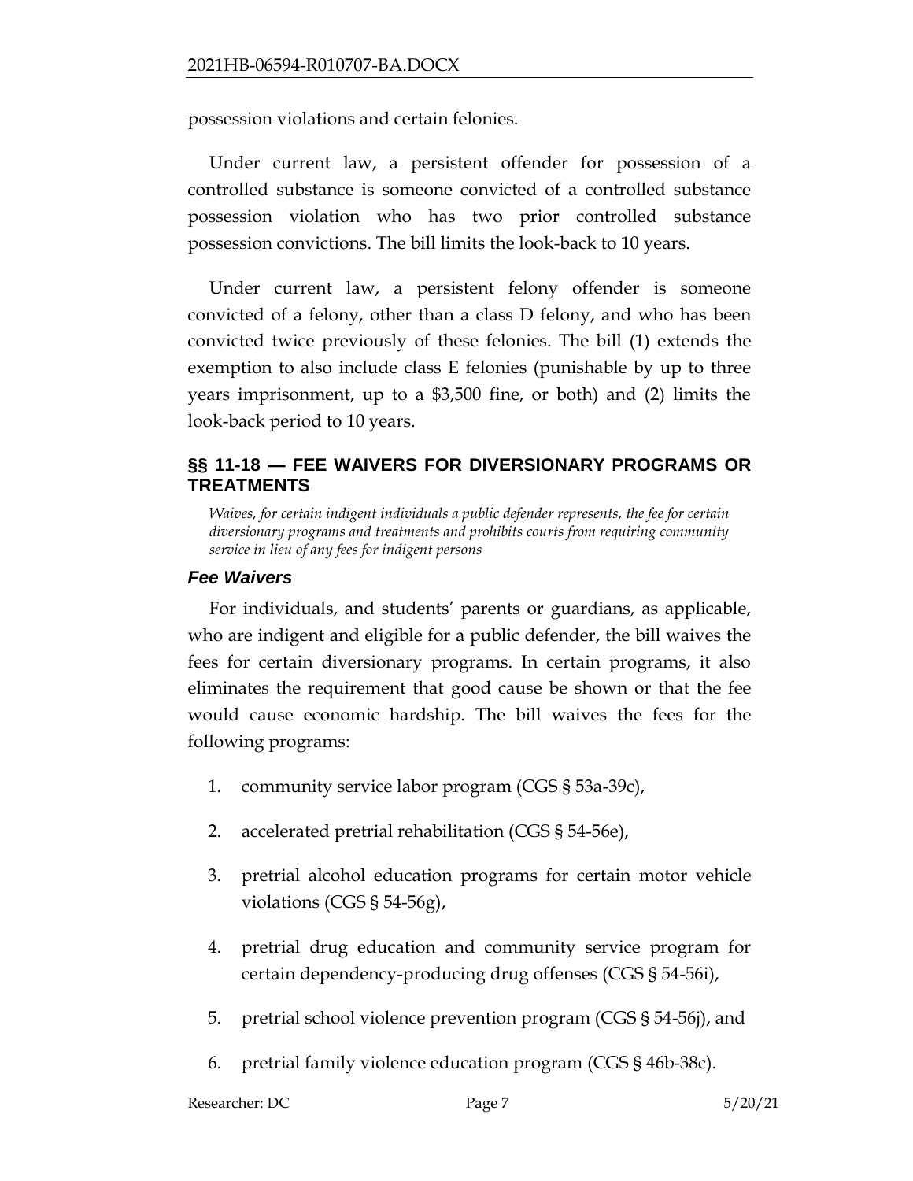possession violations and certain felonies.

Under current law, a persistent offender for possession of a controlled substance is someone convicted of a controlled substance possession violation who has two prior controlled substance possession convictions. The bill limits the look-back to 10 years.

Under current law, a persistent felony offender is someone convicted of a felony, other than a class D felony, and who has been convicted twice previously of these felonies. The bill (1) extends the exemption to also include class E felonies (punishable by up to three years imprisonment, up to a $3,500 fine, or both) and (2) limits the look-back period to 10 years.

## §§ 11-18 — FEE WAIVERS FOR DIVERSIONARY PROGRAMS OR TREATMENTS

*Waives, for certain indigent individuals a public defender represents, the fee for certain diversionary programs and treatments and prohibits courts from requiring community service in lieu of any fees for indigent persons*

### *Fee Waivers*

For individuals, and students' parents or guardians, as applicable, who are indigent and eligible for a public defender, the bill waives the fees for certain diversionary programs. In certain programs, it also eliminates the requirement that good cause be shown or that the fee would cause economic hardship. The bill waives the fees for the following programs:

1. community service labor program (CGS § 53a-39c),
2. accelerated pretrial rehabilitation (CGS § 54-56e),
3. pretrial alcohol education programs for certain motor vehicle violations (CGS § 54-56g),
4. pretrial drug education and community service program for certain dependency-producing drug offenses (CGS § 54-56i),
5. pretrial school violence prevention program (CGS § 54-56j), and
6. pretrial family violence education program (CGS § 46b-38c).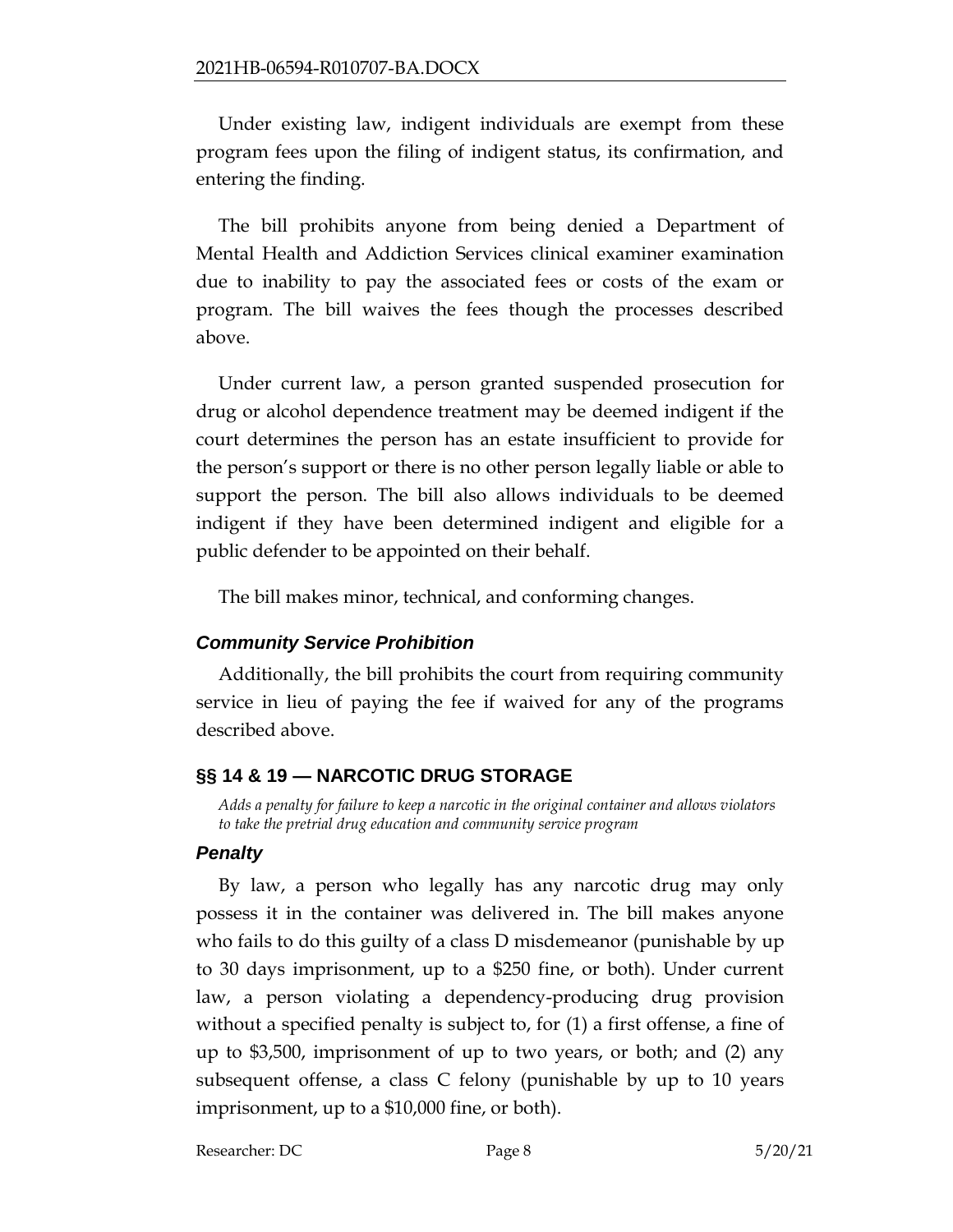Under existing law, indigent individuals are exempt from these program fees upon the filing of indigent status, its confirmation, and entering the finding.

The bill prohibits anyone from being denied a Department of Mental Health and Addiction Services clinical examiner examination due to inability to pay the associated fees or costs of the exam or program. The bill waives the fees though the processes described above.

Under current law, a person granted suspended prosecution for drug or alcohol dependence treatment may be deemed indigent if the court determines the person has an estate insufficient to provide for the person's support or there is no other person legally liable or able to support the person. The bill also allows individuals to be deemed indigent if they have been determined indigent and eligible for a public defender to be appointed on their behalf.

The bill makes minor, technical, and conforming changes.

### *Community Service Prohibition*

Additionally, the bill prohibits the court from requiring community service in lieu of paying the fee if waived for any of the programs described above.

## §§ 14 & 19 — NARCOTIC DRUG STORAGE

*Adds a penalty for failure to keep a narcotic in the original container and allows violators to take the pretrial drug education and community service program*

### *Penalty*

By law, a person who legally has any narcotic drug may only possess it in the container was delivered in. The bill makes anyone who fails to do this guilty of a class D misdemeanor (punishable by up to 30 days imprisonment, up to a $250 fine, or both). Under current law, a person violating a dependency-producing drug provision without a specified penalty is subject to, for (1) a first offense, a fine of up to $3,500, imprisonment of up to two years, or both; and (2) any subsequent offense, a class C felony (punishable by up to 10 years imprisonment, up to a $10,000 fine, or both).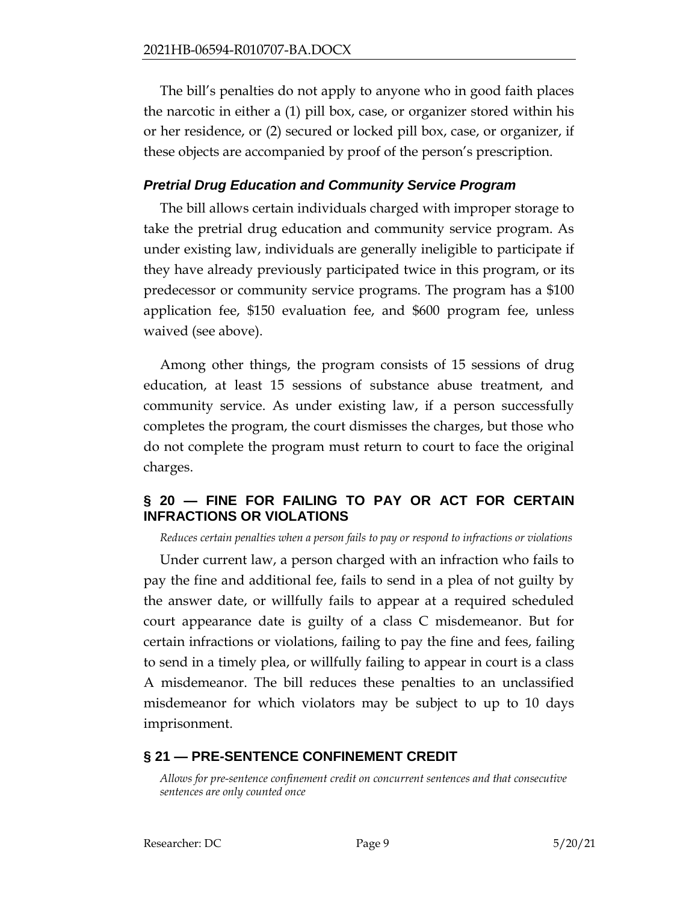The bill's penalties do not apply to anyone who in good faith places the narcotic in either a (1) pill box, case, or organizer stored within his or her residence, or (2) secured or locked pill box, case, or organizer, if these objects are accompanied by proof of the person's prescription.

### *Pretrial Drug Education and Community Service Program*

The bill allows certain individuals charged with improper storage to take the pretrial drug education and community service program. As under existing law, individuals are generally ineligible to participate if they have already previously participated twice in this program, or its predecessor or community service programs. The program has a $100 application fee, $150 evaluation fee, and $600 program fee, unless waived (see above).

Among other things, the program consists of 15 sessions of drug education, at least 15 sessions of substance abuse treatment, and community service. As under existing law, if a person successfully completes the program, the court dismisses the charges, but those who do not complete the program must return to court to face the original charges.

## § 20 — FINE FOR FAILING TO PAY OR ACT FOR CERTAIN INFRACTIONS OR VIOLATIONS

*Reduces certain penalties when a person fails to pay or respond to infractions or violations*

Under current law, a person charged with an infraction who fails to pay the fine and additional fee, fails to send in a plea of not guilty by the answer date, or willfully fails to appear at a required scheduled court appearance date is guilty of a class C misdemeanor. But for certain infractions or violations, failing to pay the fine and fees, failing to send in a timely plea, or willfully failing to appear in court is a class A misdemeanor. The bill reduces these penalties to an unclassified misdemeanor for which violators may be subject to up to 10 days imprisonment.

## § 21 — PRE-SENTENCE CONFINEMENT CREDIT

*Allows for pre-sentence confinement credit on concurrent sentences and that consecutive sentences are only counted once*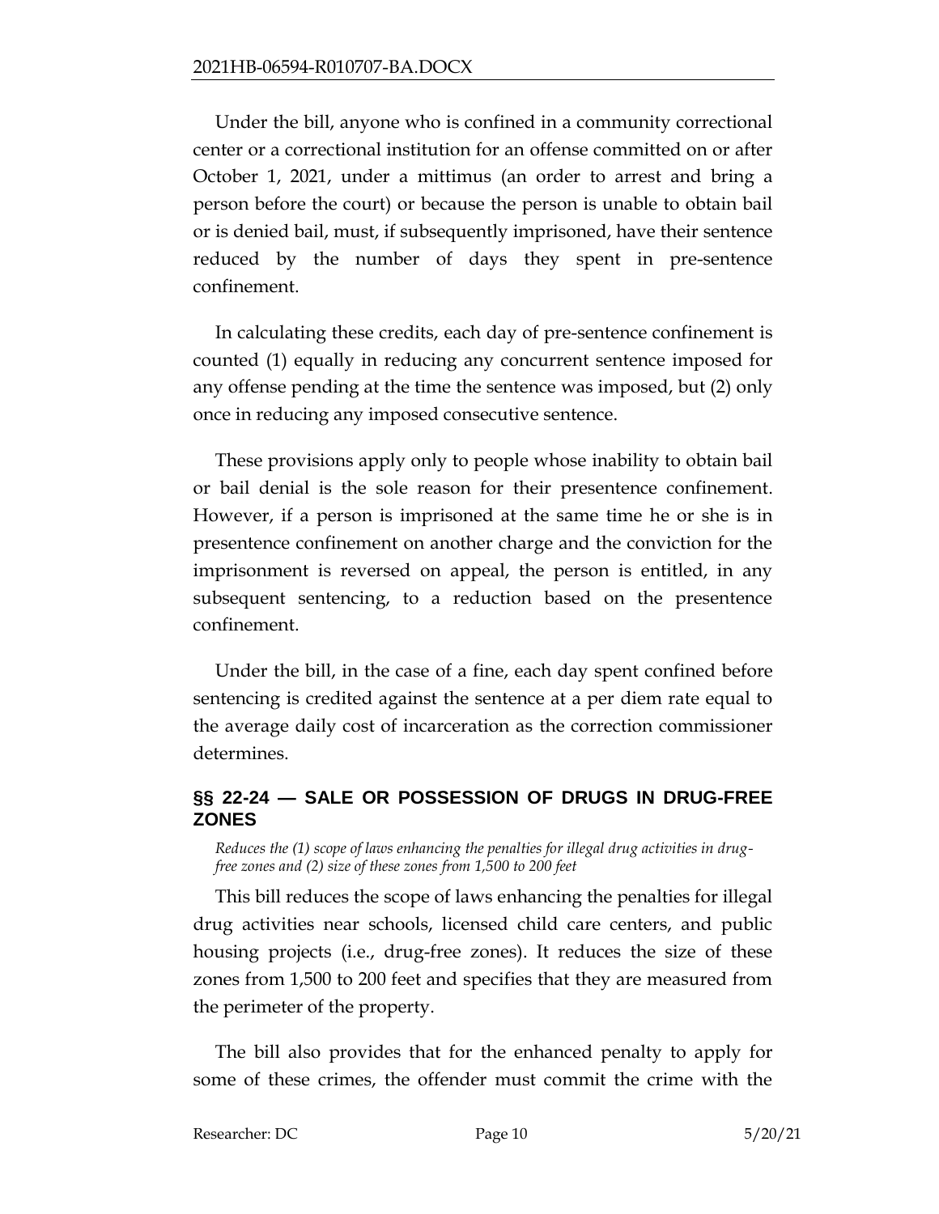Under the bill, anyone who is confined in a community correctional center or a correctional institution for an offense committed on or after October 1, 2021, under a mittimus (an order to arrest and bring a person before the court) or because the person is unable to obtain bail or is denied bail, must, if subsequently imprisoned, have their sentence reduced by the number of days they spent in pre-sentence confinement.

In calculating these credits, each day of pre-sentence confinement is counted (1) equally in reducing any concurrent sentence imposed for any offense pending at the time the sentence was imposed, but (2) only once in reducing any imposed consecutive sentence.

These provisions apply only to people whose inability to obtain bail or bail denial is the sole reason for their presentence confinement. However, if a person is imprisoned at the same time he or she is in presentence confinement on another charge and the conviction for the imprisonment is reversed on appeal, the person is entitled, in any subsequent sentencing, to a reduction based on the presentence confinement.

Under the bill, in the case of a fine, each day spent confined before sentencing is credited against the sentence at a per diem rate equal to the average daily cost of incarceration as the correction commissioner determines.

## §§ 22-24 — SALE OR POSSESSION OF DRUGS IN DRUG-FREE ZONES

*Reduces the (1) scope of laws enhancing the penalties for illegal drug activities in drug-free zones and (2) size of these zones from 1,500 to 200 feet*

This bill reduces the scope of laws enhancing the penalties for illegal drug activities near schools, licensed child care centers, and public housing projects (i.e., drug-free zones). It reduces the size of these zones from 1,500 to 200 feet and specifies that they are measured from the perimeter of the property.

The bill also provides that for the enhanced penalty to apply for some of these crimes, the offender must commit the crime with the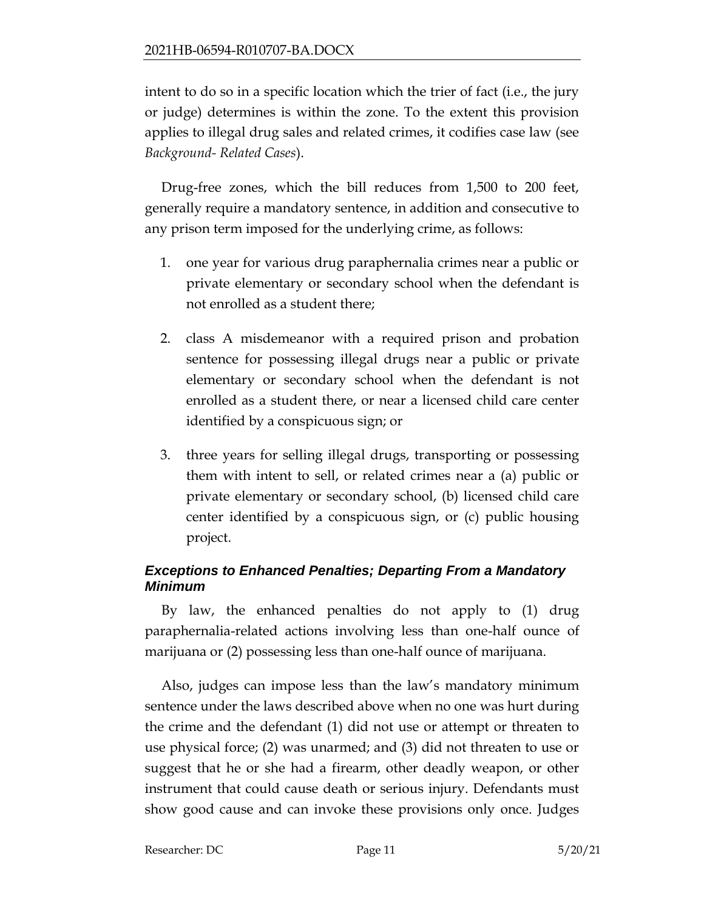intent to do so in a specific location which the trier of fact (i.e., the jury or judge) determines is within the zone. To the extent this provision applies to illegal drug sales and related crimes, it codifies case law (see *Background- Related Cases*).

Drug-free zones, which the bill reduces from 1,500 to 200 feet, generally require a mandatory sentence, in addition and consecutive to any prison term imposed for the underlying crime, as follows:

1. one year for various drug paraphernalia crimes near a public or private elementary or secondary school when the defendant is not enrolled as a student there;

2. class A misdemeanor with a required prison and probation sentence for possessing illegal drugs near a public or private elementary or secondary school when the defendant is not enrolled as a student there, or near a licensed child care center identified by a conspicuous sign; or

3. three years for selling illegal drugs, transporting or possessing them with intent to sell, or related crimes near a (a) public or private elementary or secondary school, (b) licensed child care center identified by a conspicuous sign, or (c) public housing project.

### *Exceptions to Enhanced Penalties; Departing From a Mandatory Minimum*

By law, the enhanced penalties do not apply to (1) drug paraphernalia-related actions involving less than one-half ounce of marijuana or (2) possessing less than one-half ounce of marijuana.

Also, judges can impose less than the law's mandatory minimum sentence under the laws described above when no one was hurt during the crime and the defendant (1) did not use or attempt or threaten to use physical force; (2) was unarmed; and (3) did not threaten to use or suggest that he or she had a firearm, other deadly weapon, or other instrument that could cause death or serious injury. Defendants must show good cause and can invoke these provisions only once. Judges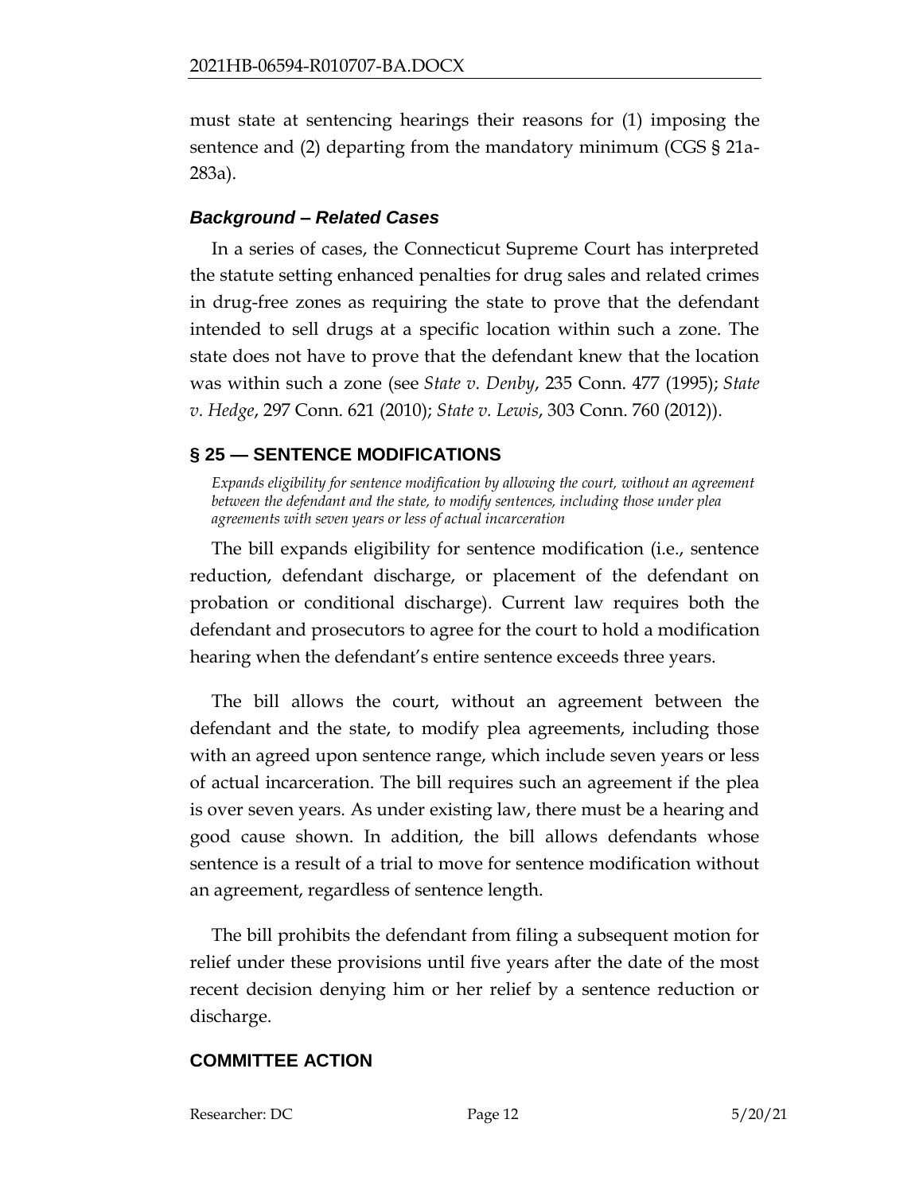must state at sentencing hearings their reasons for (1) imposing the sentence and (2) departing from the mandatory minimum (CGS § 21a-283a).

### *Background – Related Cases*

In a series of cases, the Connecticut Supreme Court has interpreted the statute setting enhanced penalties for drug sales and related crimes in drug-free zones as requiring the state to prove that the defendant intended to sell drugs at a specific location within such a zone. The state does not have to prove that the defendant knew that the location was within such a zone (see *State v. Denby*, 235 Conn. 477 (1995); *State v. Hedge*, 297 Conn. 621 (2010); *State v. Lewis*, 303 Conn. 760 (2012)).

## § 25 — SENTENCE MODIFICATIONS

*Expands eligibility for sentence modification by allowing the court, without an agreement between the defendant and the state, to modify sentences, including those under plea agreements with seven years or less of actual incarceration*

The bill expands eligibility for sentence modification (i.e., sentence reduction, defendant discharge, or placement of the defendant on probation or conditional discharge). Current law requires both the defendant and prosecutors to agree for the court to hold a modification hearing when the defendant's entire sentence exceeds three years.

The bill allows the court, without an agreement between the defendant and the state, to modify plea agreements, including those with an agreed upon sentence range, which include seven years or less of actual incarceration. The bill requires such an agreement if the plea is over seven years. As under existing law, there must be a hearing and good cause shown. In addition, the bill allows defendants whose sentence is a result of a trial to move for sentence modification without an agreement, regardless of sentence length.

The bill prohibits the defendant from filing a subsequent motion for relief under these provisions until five years after the date of the most recent decision denying him or her relief by a sentence reduction or discharge.

## COMMITTEE ACTION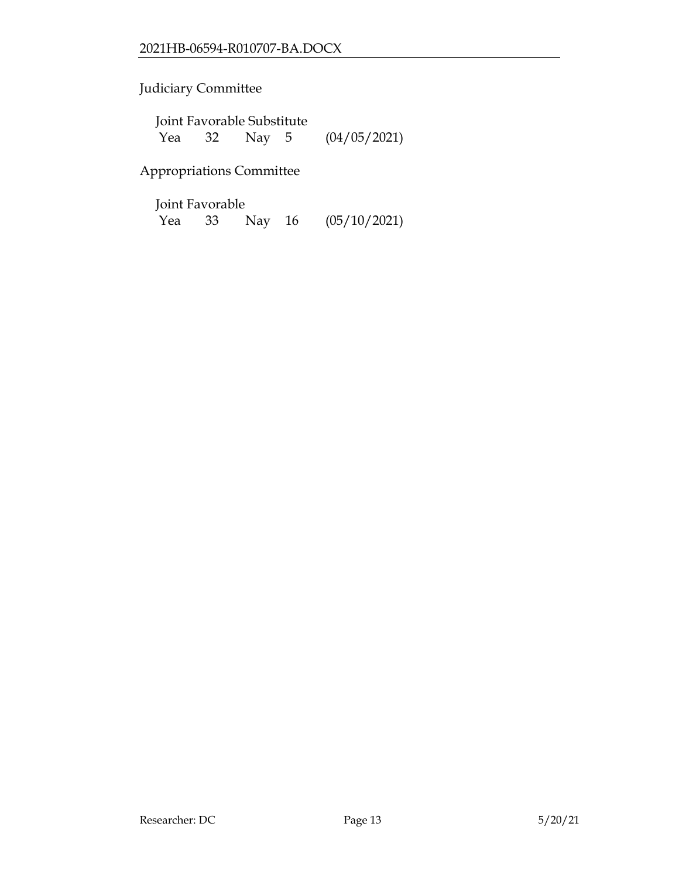Judiciary Committee

Joint Favorable Substitute
Yea 32 Nay 5 (04/05/2021)

Appropriations Committee

Joint Favorable
Yea 33 Nay 16 (05/10/2021)